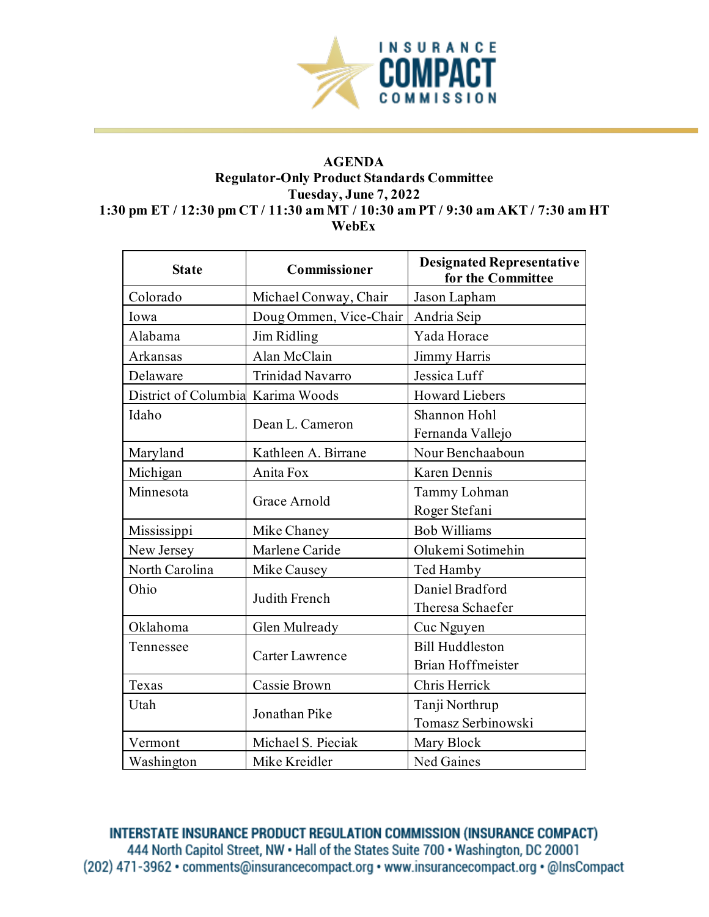**AGENDA**
**Regulator-Only Product Standards Committee**
**Tuesday, June 7, 2022**
**1:30 pm ET / 12:30 pm CT / 11:30 am MT / 10:30 am PT / 9:30 am AKT / 7:30 am HT**
**WebEx**

| State | Commissioner | Designated Representative for the Committee |
|---|---|---|
| Colorado | Michael Conway, Chair | Jason Lapham |
| Iowa | Doug Ommen, Vice-Chair | Andria Seip |
| Alabama | Jim Ridling | Yada Horace |
| Arkansas | Alan McClain | Jimmy Harris |
| Delaware | Trinidad Navarro | Jessica Luff |
| District of Columbia | Karima Woods | Howard Liebers |
| Idaho | Dean L. Cameron | Shannon Hohl<br>Fernanda Vallejo |
| Maryland | Kathleen A. Birrane | Nour Benchaaboun |
| Michigan | Anita Fox | Karen Dennis |
| Minnesota | Grace Arnold | Tammy Lohman<br>Roger Stefani |
| Mississippi | Mike Chaney | Bob Williams |
| New Jersey | Marlene Caride | Olukemi Sotimehin |
| North Carolina | Mike Causey | Ted Hamby |
| Ohio | Judith French | Daniel Bradford<br>Theresa Schaefer |
| Oklahoma | Glen Mulready | Cuc Nguyen |
| Tennessee | Carter Lawrence | Bill Huddleston<br>Brian Hoffmeister |
| Texas | Cassie Brown | Chris Herrick |
| Utah | Jonathan Pike | Tanji Northrup<br>Tomasz Serbinowski |
| Vermont | Michael S. Pieciak | Mary Block |
| Washington | Mike Kreidler | Ned Gaines |

INTERSTATE INSURANCE PRODUCT REGULATION COMMISSION (INSURANCE COMPACT)
444 North Capitol Street, NW • Hall of the States Suite 700 • Washington, DC 20001
(202) 471-3962 • comments@insurancecompact.org • www.insurancecompact.org • @InsCompact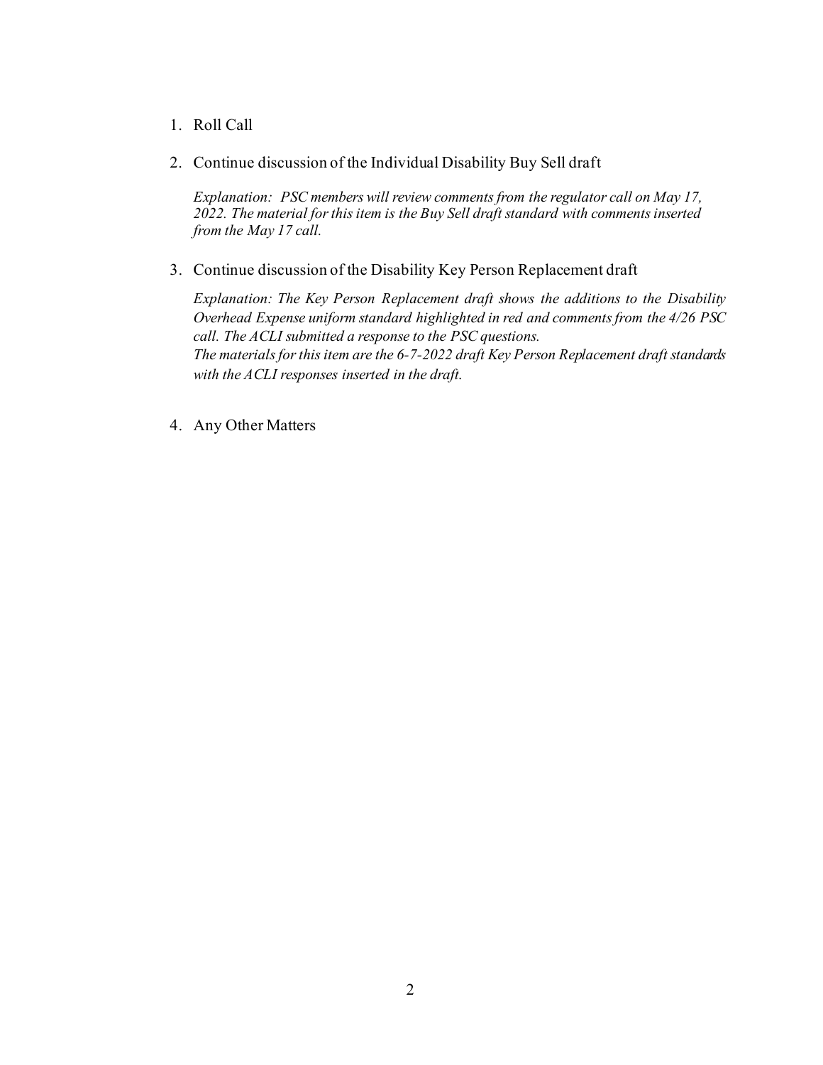1. Roll Call

2. Continue discussion of the Individual Disability Buy Sell draft

   *Explanation: PSC members will review comments from the regulator call on May 17, 2022. The material for this item is the Buy Sell draft standard with comments inserted from the May 17 call.*

3. Continue discussion of the Disability Key Person Replacement draft

   *Explanation: The Key Person Replacement draft shows the additions to the Disability Overhead Expense uniform standard highlighted in red and comments from the 4/26 PSC call. The ACLI submitted a response to the PSC questions.*
   *The materials for this item are the 6-7-2022 draft Key Person Replacement draft standards with the ACLI responses inserted in the draft.*

4. Any Other Matters